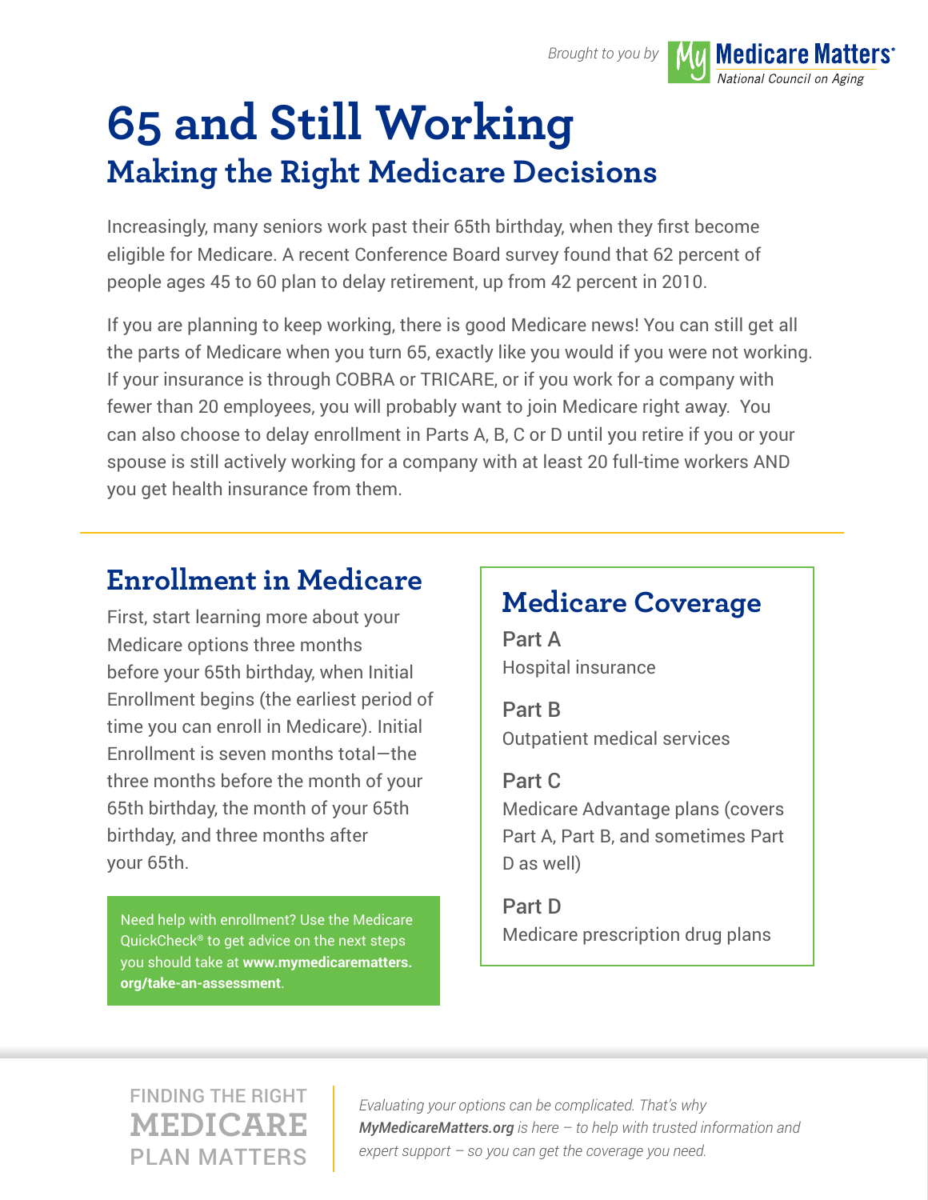Brought to you by My Medicare Matters® National Council on Aging

# 65 and Still Working

## Making the Right Medicare Decisions

Increasingly, many seniors work past their 65th birthday, when they first become eligible for Medicare. A recent Conference Board survey found that 62 percent of people ages 45 to 60 plan to delay retirement, up from 42 percent in 2010.

If you are planning to keep working, there is good Medicare news! You can still get all the parts of Medicare when you turn 65, exactly like you would if you were not working. If your insurance is through COBRA or TRICARE, or if you work for a company with fewer than 20 employees, you will probably want to join Medicare right away. You can also choose to delay enrollment in Parts A, B, C or D until you retire if you or your spouse is still actively working for a company with at least 20 full-time workers AND you get health insurance from them.

## Enrollment in Medicare

First, start learning more about your Medicare options three months before your 65th birthday, when Initial Enrollment begins (the earliest period of time you can enroll in Medicare). Initial Enrollment is seven months total—the three months before the month of your 65th birthday, the month of your 65th birthday, and three months after your 65th.

Need help with enrollment? Use the Medicare QuickCheck® to get advice on the next steps you should take at **www.mymedicarematters.org/take-an-assessment**.

## Medicare Coverage

**Part A**
Hospital insurance

**Part B**
Outpatient medical services

**Part C**
Medicare Advantage plans (covers Part A, Part B, and sometimes Part D as well)

**Part D**
Medicare prescription drug plans

FINDING THE RIGHT MEDICARE PLAN MATTERS

*Evaluating your options can be complicated. That's why **MyMedicareMatters.org** is here – to help with trusted information and expert support – so you can get the coverage you need.*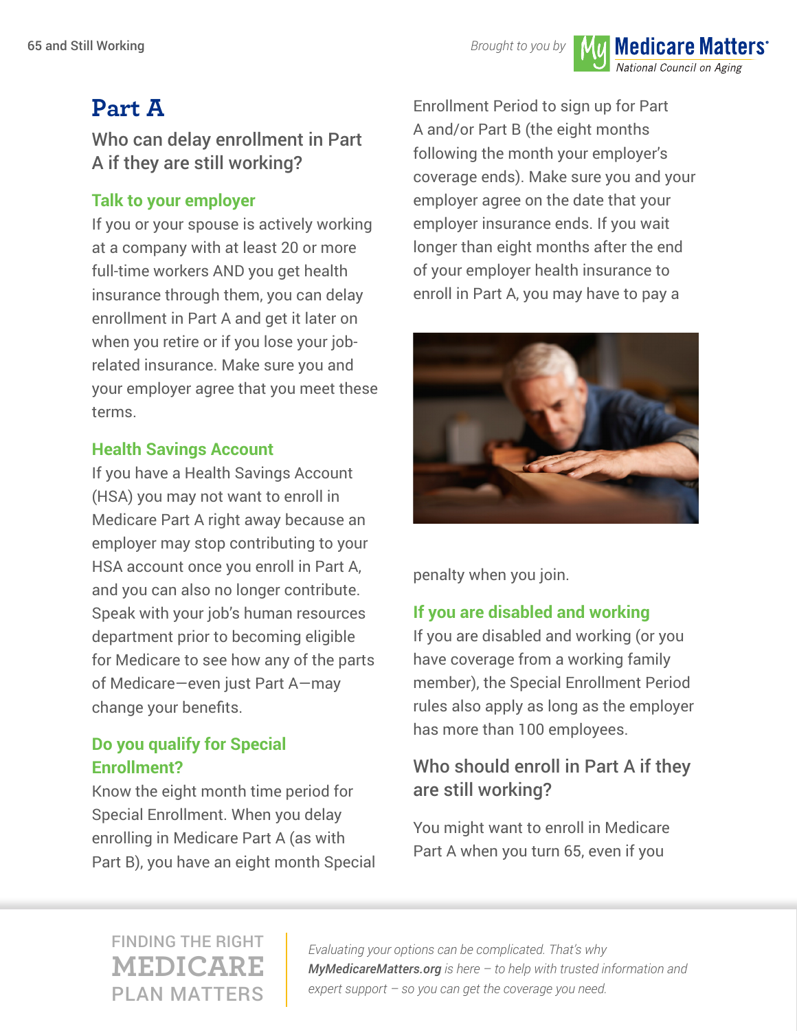# Part A

## Who can delay enrollment in Part A if they are still working?

### Talk to your employer

If you or your spouse is actively working at a company with at least 20 or more full-time workers AND you get health insurance through them, you can delay enrollment in Part A and get it later on when you retire or if you lose your job-related insurance. Make sure you and your employer agree that you meet these terms.

### Health Savings Account

If you have a Health Savings Account (HSA) you may not want to enroll in Medicare Part A right away because an employer may stop contributing to your HSA account once you enroll in Part A, and you can also no longer contribute. Speak with your job's human resources department prior to becoming eligible for Medicare to see how any of the parts of Medicare—even just Part A—may change your benefits.

### Do you qualify for Special Enrollment?

Know the eight month time period for Special Enrollment. When you delay enrolling in Medicare Part A (as with Part B), you have an eight month Special Enrollment Period to sign up for Part A and/or Part B (the eight months following the month your employer's coverage ends). Make sure you and your employer agree on the date that your employer insurance ends. If you wait longer than eight months after the end of your employer health insurance to enroll in Part A, you may have to pay a penalty when you join.

### If you are disabled and working

If you are disabled and working (or you have coverage from a working family member), the Special Enrollment Period rules also apply as long as the employer has more than 100 employees.

## Who should enroll in Part A if they are still working?

You might want to enroll in Medicare Part A when you turn 65, even if you

FINDING THE RIGHT MEDICARE PLAN MATTERS

*Evaluating your options can be complicated. That's why **MyMedicareMatters.org** is here – to help with trusted information and expert support – so you can get the coverage you need.*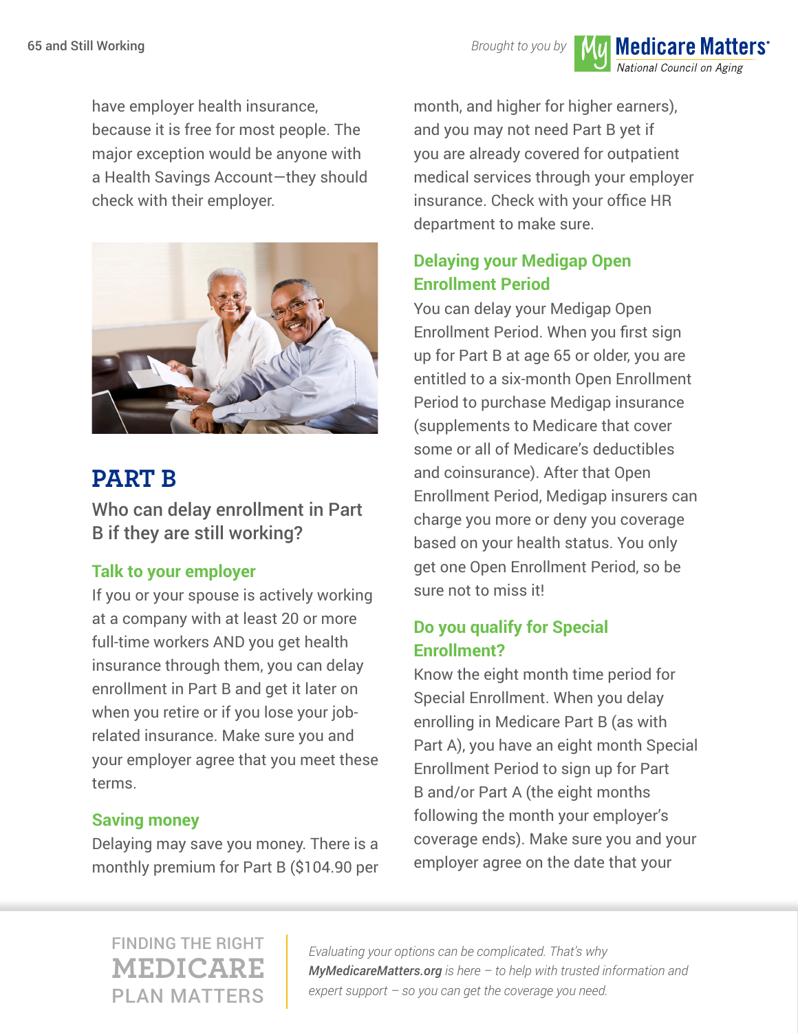have employer health insurance, because it is free for most people. The major exception would be anyone with a Health Savings Account—they should check with their employer.

## PART B

### Who can delay enrollment in Part B if they are still working?

#### Talk to your employer

If you or your spouse is actively working at a company with at least 20 or more full-time workers AND you get health insurance through them, you can delay enrollment in Part B and get it later on when you retire or if you lose your job-related insurance. Make sure you and your employer agree that you meet these terms.

#### Saving money

Delaying may save you money. There is a monthly premium for Part B ($104.90 per month, and higher for higher earners), and you may not need Part B yet if you are already covered for outpatient medical services through your employer insurance. Check with your office HR department to make sure.

#### Delaying your Medigap Open Enrollment Period

You can delay your Medigap Open Enrollment Period. When you first sign up for Part B at age 65 or older, you are entitled to a six-month Open Enrollment Period to purchase Medigap insurance (supplements to Medicare that cover some or all of Medicare's deductibles and coinsurance). After that Open Enrollment Period, Medigap insurers can charge you more or deny you coverage based on your health status. You only get one Open Enrollment Period, so be sure not to miss it!

#### Do you qualify for Special Enrollment?

Know the eight month time period for Special Enrollment. When you delay enrolling in Medicare Part B (as with Part A), you have an eight month Special Enrollment Period to sign up for Part B and/or Part A (the eight months following the month your employer's coverage ends). Make sure you and your employer agree on the date that your

FINDING THE RIGHT **MEDICARE** PLAN MATTERS

*Evaluating your options can be complicated. That's why* ***MyMedicareMatters.org*** *is here – to help with trusted information and expert support – so you can get the coverage you need.*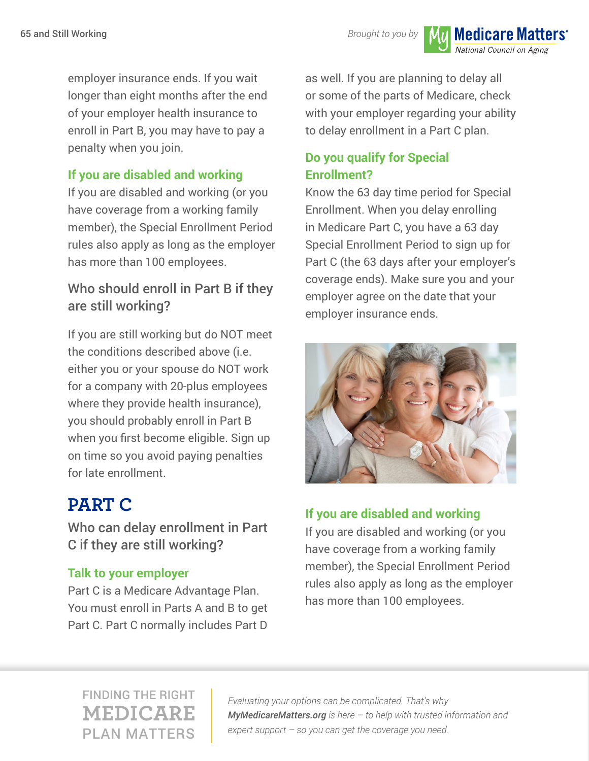employer insurance ends. If you wait longer than eight months after the end of your employer health insurance to enroll in Part B, you may have to pay a penalty when you join.

### If you are disabled and working

If you are disabled and working (or you have coverage from a working family member), the Special Enrollment Period rules also apply as long as the employer has more than 100 employees.

### Who should enroll in Part B if they are still working?

If you are still working but do NOT meet the conditions described above (i.e. either you or your spouse do NOT work for a company with 20-plus employees where they provide health insurance), you should probably enroll in Part B when you first become eligible. Sign up on time so you avoid paying penalties for late enrollment.

## PART C

### Who can delay enrollment in Part C if they are still working?

### Talk to your employer

Part C is a Medicare Advantage Plan. You must enroll in Parts A and B to get Part C. Part C normally includes Part D as well. If you are planning to delay all or some of the parts of Medicare, check with your employer regarding your ability to delay enrollment in a Part C plan.

### Do you qualify for Special Enrollment?

Know the 63 day time period for Special Enrollment. When you delay enrolling in Medicare Part C, you have a 63 day Special Enrollment Period to sign up for Part C (the 63 days after your employer's coverage ends). Make sure you and your employer agree on the date that your employer insurance ends.

### If you are disabled and working

If you are disabled and working (or you have coverage from a working family member), the Special Enrollment Period rules also apply as long as the employer has more than 100 employees.

FINDING THE RIGHT MEDICARE PLAN MATTERS

*Evaluating your options can be complicated. That's why **MyMedicareMatters.org** is here – to help with trusted information and expert support – so you can get the coverage you need.*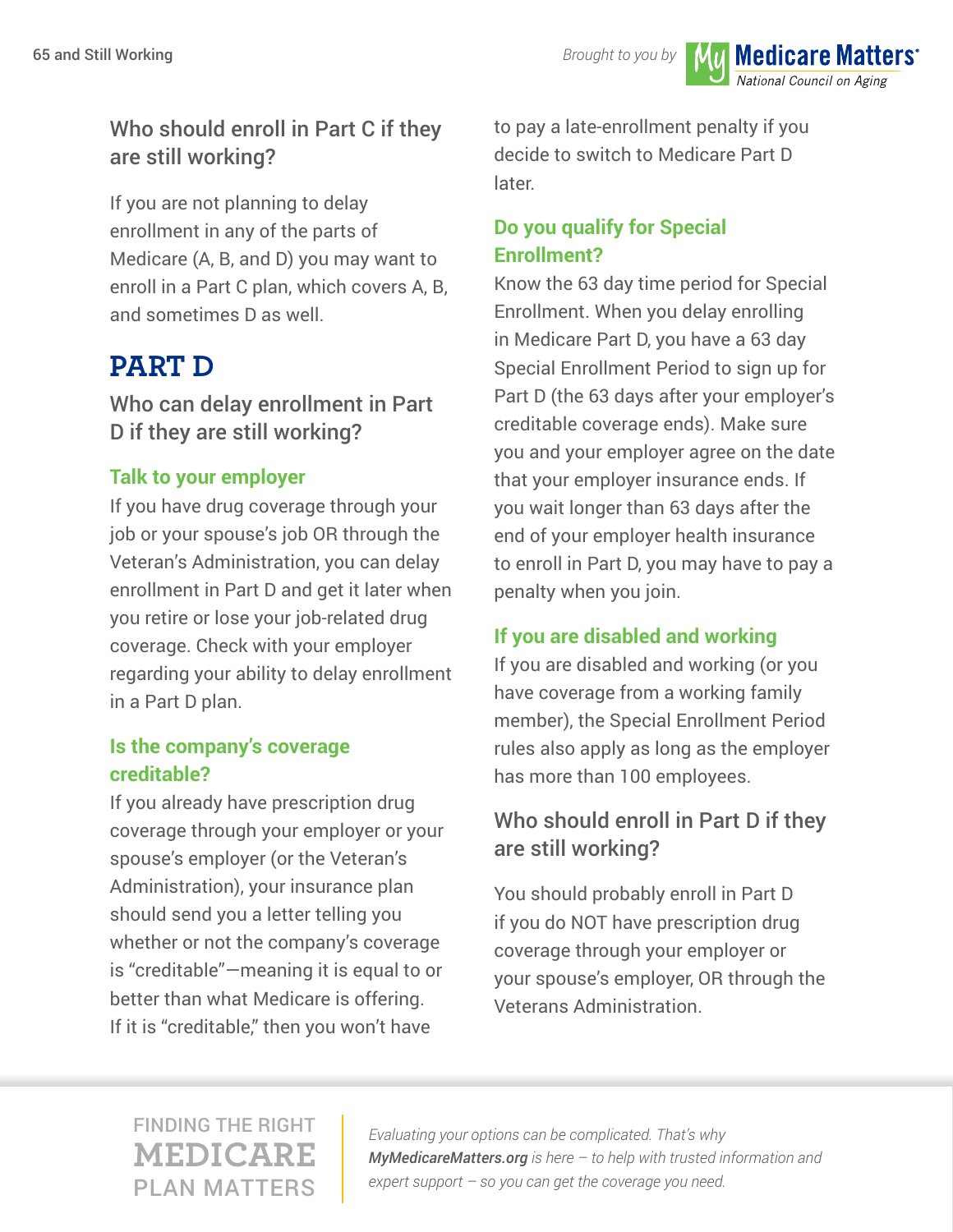### Who should enroll in Part C if they are still working?

If you are not planning to delay enrollment in any of the parts of Medicare (A, B, and D) you may want to enroll in a Part C plan, which covers A, B, and sometimes D as well.

## PART D

### Who can delay enrollment in Part D if they are still working?

#### Talk to your employer

If you have drug coverage through your job or your spouse's job OR through the Veteran's Administration, you can delay enrollment in Part D and get it later when you retire or lose your job-related drug coverage. Check with your employer regarding your ability to delay enrollment in a Part D plan.

#### Is the company's coverage creditable?

If you already have prescription drug coverage through your employer or your spouse's employer (or the Veteran's Administration), your insurance plan should send you a letter telling you whether or not the company's coverage is "creditable"—meaning it is equal to or better than what Medicare is offering. If it is "creditable," then you won't have to pay a late-enrollment penalty if you decide to switch to Medicare Part D later.

#### Do you qualify for Special Enrollment?

Know the 63 day time period for Special Enrollment. When you delay enrolling in Medicare Part D, you have a 63 day Special Enrollment Period to sign up for Part D (the 63 days after your employer's creditable coverage ends). Make sure you and your employer agree on the date that your employer insurance ends. If you wait longer than 63 days after the end of your employer health insurance to enroll in Part D, you may have to pay a penalty when you join.

#### If you are disabled and working

If you are disabled and working (or you have coverage from a working family member), the Special Enrollment Period rules also apply as long as the employer has more than 100 employees.

### Who should enroll in Part D if they are still working?

You should probably enroll in Part D if you do NOT have prescription drug coverage through your employer or your spouse's employer, OR through the Veterans Administration.

FINDING THE RIGHT MEDICARE PLAN MATTERS

*Evaluating your options can be complicated. That's why **MyMedicareMatters.org** is here – to help with trusted information and expert support – so you can get the coverage you need.*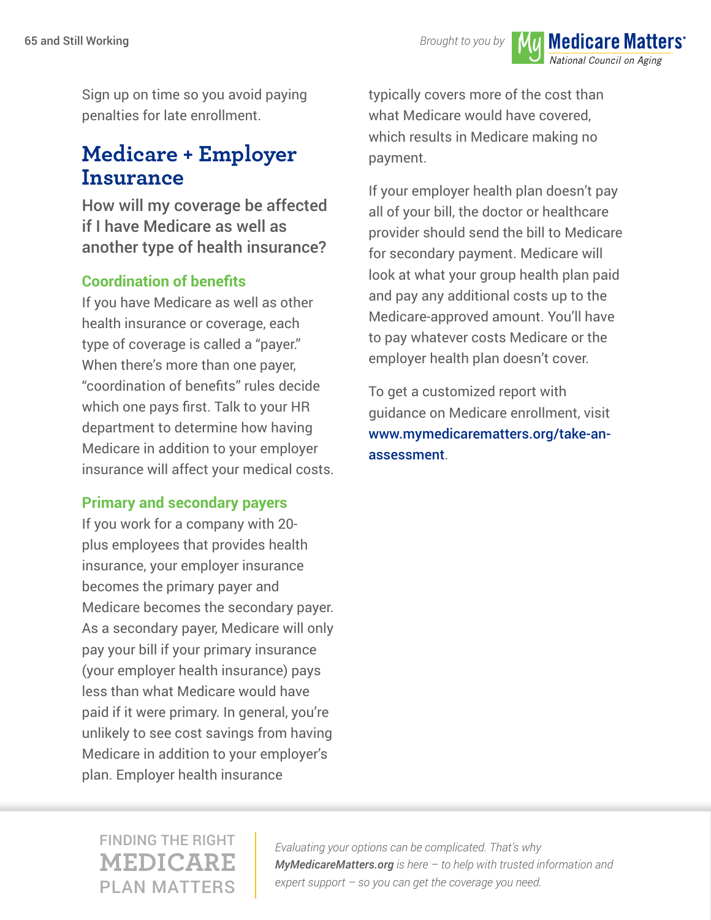Sign up on time so you avoid paying penalties for late enrollment.

## Medicare + Employer Insurance

### How will my coverage be affected if I have Medicare as well as another type of health insurance?

#### Coordination of benefits

If you have Medicare as well as other health insurance or coverage, each type of coverage is called a "payer." When there's more than one payer, "coordination of benefits" rules decide which one pays first. Talk to your HR department to determine how having Medicare in addition to your employer insurance will affect your medical costs.

#### Primary and secondary payers

If you work for a company with 20-plus employees that provides health insurance, your employer insurance becomes the primary payer and Medicare becomes the secondary payer. As a secondary payer, Medicare will only pay your bill if your primary insurance (your employer health insurance) pays less than what Medicare would have paid if it were primary. In general, you're unlikely to see cost savings from having Medicare in addition to your employer's plan. Employer health insurance typically covers more of the cost than what Medicare would have covered, which results in Medicare making no payment.

If your employer health plan doesn't pay all of your bill, the doctor or healthcare provider should send the bill to Medicare for secondary payment. Medicare will look at what your group health plan paid and pay any additional costs up to the Medicare-approved amount. You'll have to pay whatever costs Medicare or the employer health plan doesn't cover.

To get a customized report with guidance on Medicare enrollment, visit www.mymedicarematters.org/take-an-assessment.

FINDING THE RIGHT MEDICARE PLAN MATTERS

*Evaluating your options can be complicated. That's why* ***MyMedicareMatters.org*** *is here – to help with trusted information and expert support – so you can get the coverage you need.*